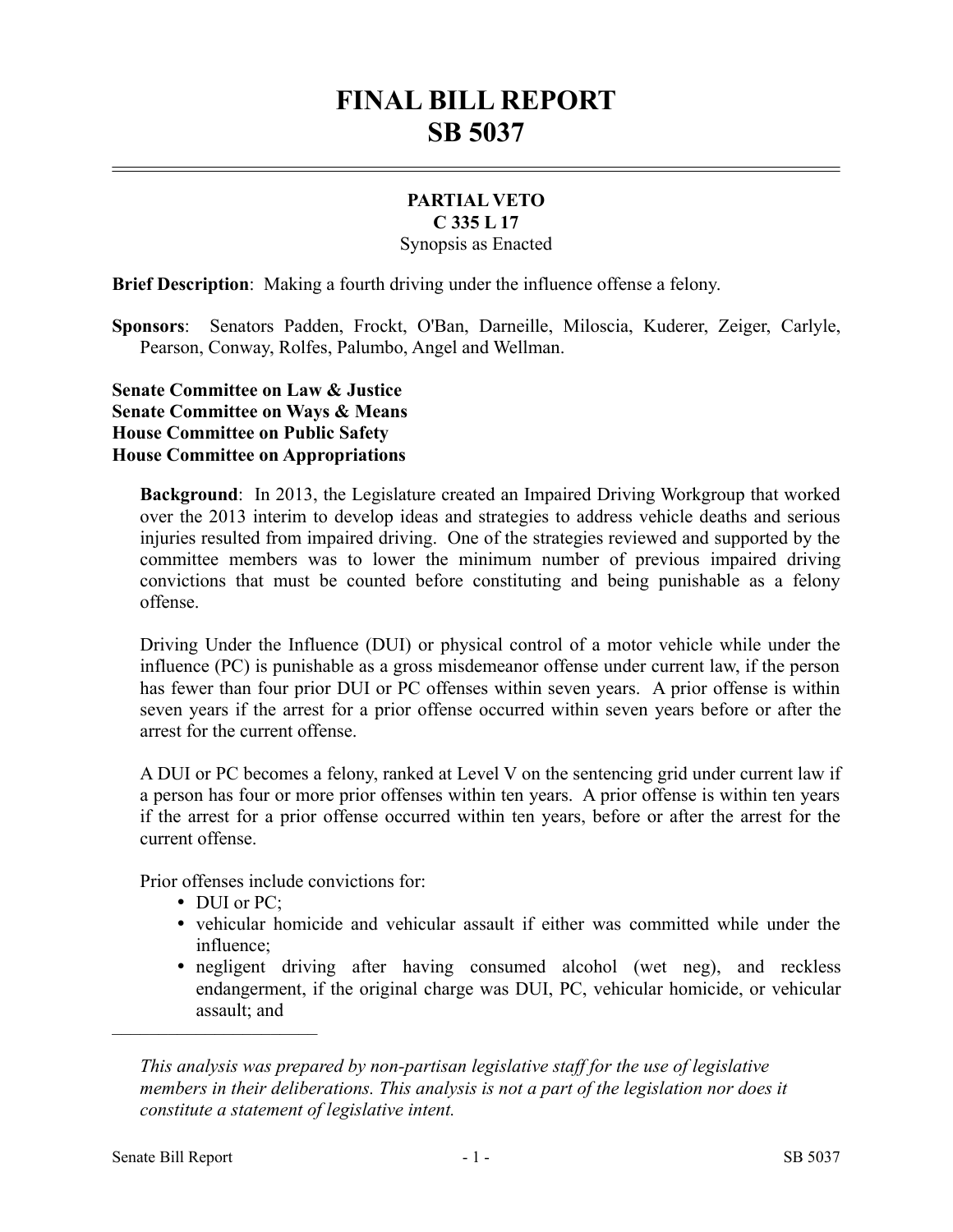# FINAL BILL REPORT
# SB 5037

**PARTIAL VETO**
**C 335 L 17**
Synopsis as Enacted

**Brief Description**: Making a fourth driving under the influence offense a felony.

**Sponsors**: Senators Padden, Frockt, O'Ban, Darneille, Miloscia, Kuderer, Zeiger, Carlyle, Pearson, Conway, Rolfes, Palumbo, Angel and Wellman.

**Senate Committee on Law & Justice**
**Senate Committee on Ways & Means**
**House Committee on Public Safety**
**House Committee on Appropriations**

**Background**: In 2013, the Legislature created an Impaired Driving Workgroup that worked over the 2013 interim to develop ideas and strategies to address vehicle deaths and serious injuries resulted from impaired driving. One of the strategies reviewed and supported by the committee members was to lower the minimum number of previous impaired driving convictions that must be counted before constituting and being punishable as a felony offense.

Driving Under the Influence (DUI) or physical control of a motor vehicle while under the influence (PC) is punishable as a gross misdemeanor offense under current law, if the person has fewer than four prior DUI or PC offenses within seven years. A prior offense is within seven years if the arrest for a prior offense occurred within seven years before or after the arrest for the current offense.

A DUI or PC becomes a felony, ranked at Level V on the sentencing grid under current law if a person has four or more prior offenses within ten years. A prior offense is within ten years if the arrest for a prior offense occurred within ten years, before or after the arrest for the current offense.

Prior offenses include convictions for:

- DUI or PC;
- vehicular homicide and vehicular assault if either was committed while under the influence;
- negligent driving after having consumed alcohol (wet neg), and reckless endangerment, if the original charge was DUI, PC, vehicular homicide, or vehicular assault; and

---

*This analysis was prepared by non-partisan legislative staff for the use of legislative members in their deliberations. This analysis is not a part of the legislation nor does it constitute a statement of legislative intent.*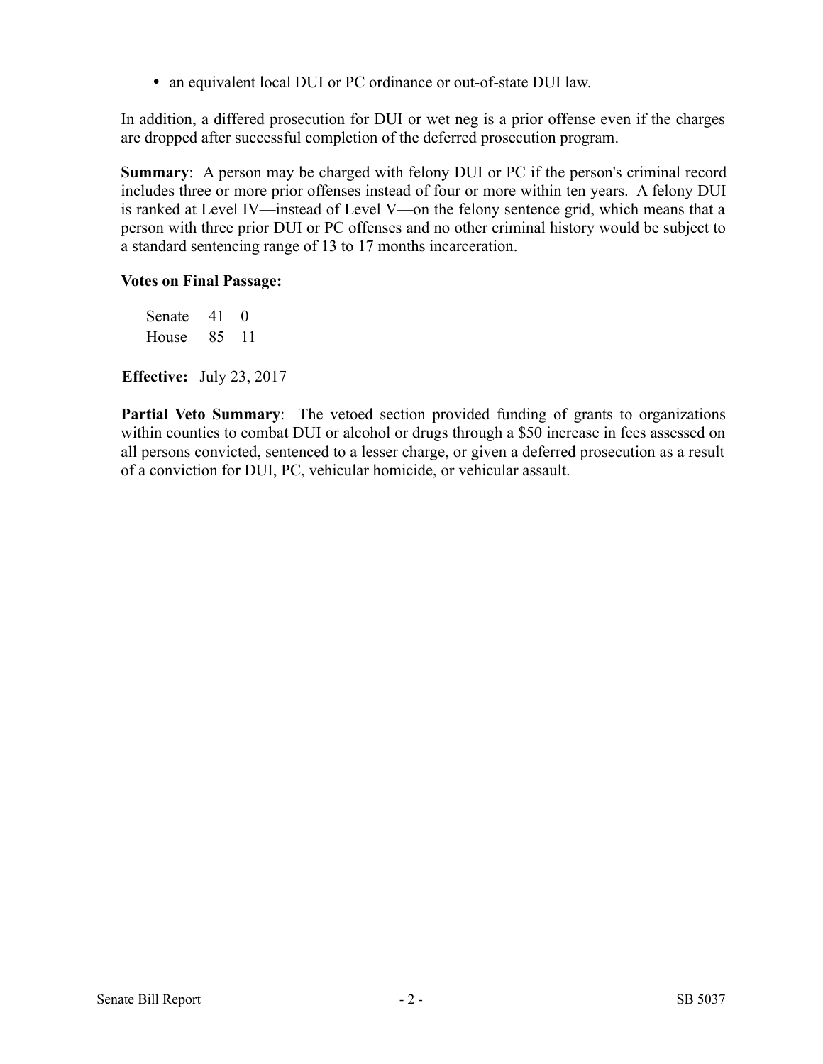- an equivalent local DUI or PC ordinance or out-of-state DUI law.

In addition, a differed prosecution for DUI or wet neg is a prior offense even if the charges are dropped after successful completion of the deferred prosecution program.

**Summary**: A person may be charged with felony DUI or PC if the person's criminal record includes three or more prior offenses instead of four or more within ten years. A felony DUI is ranked at Level IV—instead of Level V—on the felony sentence grid, which means that a person with three prior DUI or PC offenses and no other criminal history would be subject to a standard sentencing range of 13 to 17 months incarceration.

**Votes on Final Passage:**

| | | |
|---|---|---|
| Senate | 41 | 0 |
| House | 85 | 11 |

**Effective:** July 23, 2017

**Partial Veto Summary**: The vetoed section provided funding of grants to organizations within counties to combat DUI or alcohol or drugs through a $50 increase in fees assessed on all persons convicted, sentenced to a lesser charge, or given a deferred prosecution as a result of a conviction for DUI, PC, vehicular homicide, or vehicular assault.